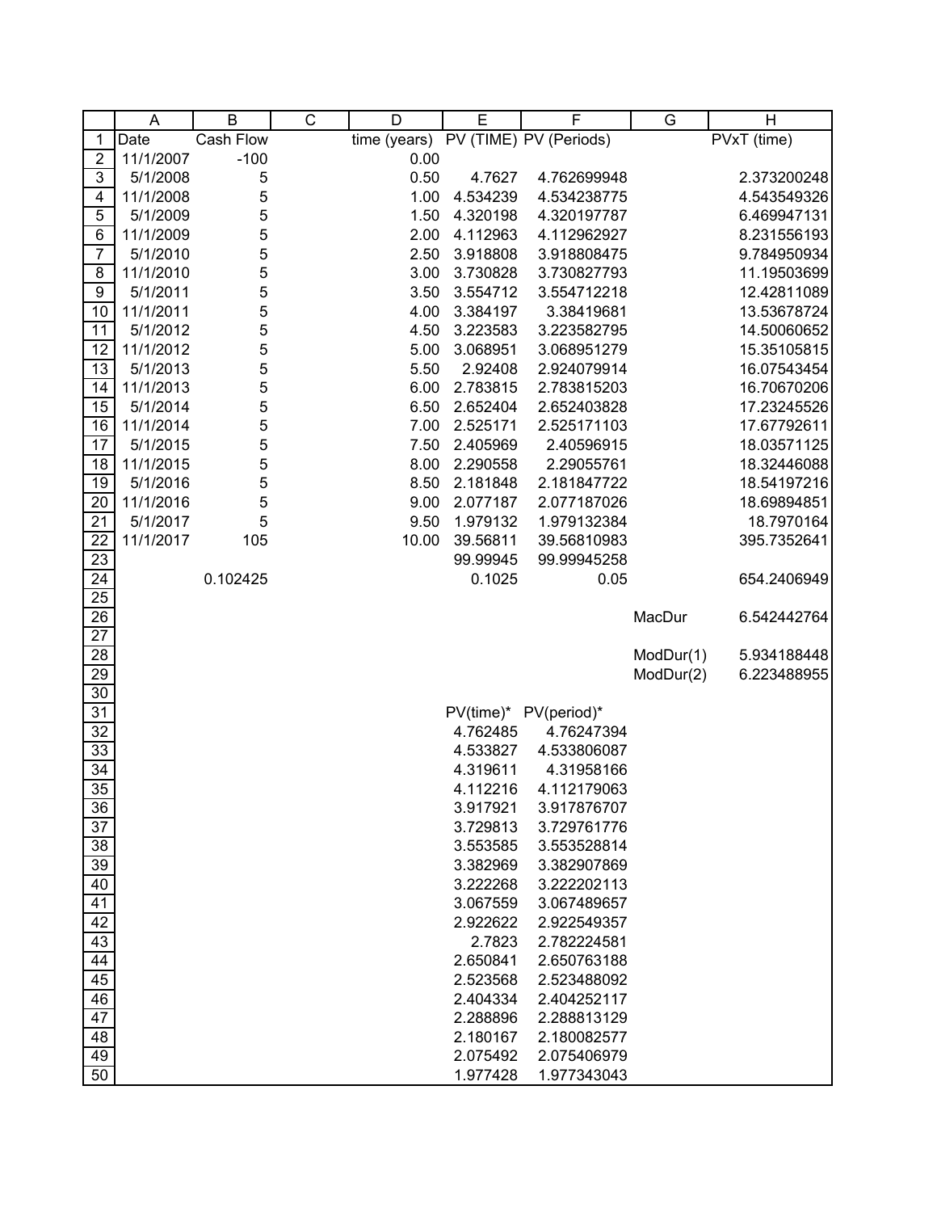| | A | B | C | D | E | F | G | H |
|---|---|---|---|---|---|---|---|---|
| 1 | Date | Cash Flow | | time (years) | PV (TIME) | PV (Periods) | | PVxT (time) |
| 2 | 11/1/2007 | -100 | | 0.00 | | | | |
| 3 | 5/1/2008 | 5 | | 0.50 | 4.7627 | 4.762699948 | | 2.373200248 |
| 4 | 11/1/2008 | 5 | | 1.00 | 4.534239 | 4.534238775 | | 4.543549326 |
| 5 | 5/1/2009 | 5 | | 1.50 | 4.320198 | 4.320197787 | | 6.469947131 |
| 6 | 11/1/2009 | 5 | | 2.00 | 4.112963 | 4.112962927 | | 8.231556193 |
| 7 | 5/1/2010 | 5 | | 2.50 | 3.918808 | 3.918808475 | | 9.784950934 |
| 8 | 11/1/2010 | 5 | | 3.00 | 3.730828 | 3.730827793 | | 11.19503699 |
| 9 | 5/1/2011 | 5 | | 3.50 | 3.554712 | 3.554712218 | | 12.42811089 |
| 10 | 11/1/2011 | 5 | | 4.00 | 3.384197 | 3.38419681 | | 13.53678724 |
| 11 | 5/1/2012 | 5 | | 4.50 | 3.223583 | 3.223582795 | | 14.50060652 |
| 12 | 11/1/2012 | 5 | | 5.00 | 3.068951 | 3.068951279 | | 15.35105815 |
| 13 | 5/1/2013 | 5 | | 5.50 | 2.92408 | 2.924079914 | | 16.07543454 |
| 14 | 11/1/2013 | 5 | | 6.00 | 2.783815 | 2.783815203 | | 16.70670206 |
| 15 | 5/1/2014 | 5 | | 6.50 | 2.652404 | 2.652403828 | | 17.23245526 |
| 16 | 11/1/2014 | 5 | | 7.00 | 2.525171 | 2.525171103 | | 17.67792611 |
| 17 | 5/1/2015 | 5 | | 7.50 | 2.405969 | 2.40596915 | | 18.03571125 |
| 18 | 11/1/2015 | 5 | | 8.00 | 2.290558 | 2.29055761 | | 18.32446088 |
| 19 | 5/1/2016 | 5 | | 8.50 | 2.181848 | 2.181847722 | | 18.54197216 |
| 20 | 11/1/2016 | 5 | | 9.00 | 2.077187 | 2.077187026 | | 18.69894851 |
| 21 | 5/1/2017 | 5 | | 9.50 | 1.979132 | 1.979132384 | | 18.7970164 |
| 22 | 11/1/2017 | 105 | | 10.00 | 39.56811 | 39.56810983 | | 395.7352641 |
| 23 | | | | | 99.99945 | 99.99945258 | | |
| 24 | | 0.102425 | | | 0.1025 | 0.05 | | 654.2406949 |
| 25 | | | | | | | | |
| 26 | | | | | | | MacDur | 6.542442764 |
| 27 | | | | | | | | |
| 28 | | | | | | | ModDur(1) | 5.934188448 |
| 29 | | | | | | | ModDur(2) | 6.223488955 |
| 30 | | | | | | | | |
| 31 | | | | | PV(time)* | PV(period)* | | |
| 32 | | | | | 4.762485 | 4.76247394 | | |
| 33 | | | | | 4.533827 | 4.533806087 | | |
| 34 | | | | | 4.319611 | 4.31958166 | | |
| 35 | | | | | 4.112216 | 4.112179063 | | |
| 36 | | | | | 3.917921 | 3.917876707 | | |
| 37 | | | | | 3.729813 | 3.729761776 | | |
| 38 | | | | | 3.553585 | 3.553528814 | | |
| 39 | | | | | 3.382969 | 3.382907869 | | |
| 40 | | | | | 3.222268 | 3.222202113 | | |
| 41 | | | | | 3.067559 | 3.067489657 | | |
| 42 | | | | | 2.922622 | 2.922549357 | | |
| 43 | | | | | 2.7823 | 2.782224581 | | |
| 44 | | | | | 2.650841 | 2.650763188 | | |
| 45 | | | | | 2.523568 | 2.523488092 | | |
| 46 | | | | | 2.404334 | 2.404252117 | | |
| 47 | | | | | 2.288896 | 2.288813129 | | |
| 48 | | | | | 2.180167 | 2.180082577 | | |
| 49 | | | | | 2.075492 | 2.075406979 | | |
| 50 | | | | | 1.977428 | 1.977343043 | | |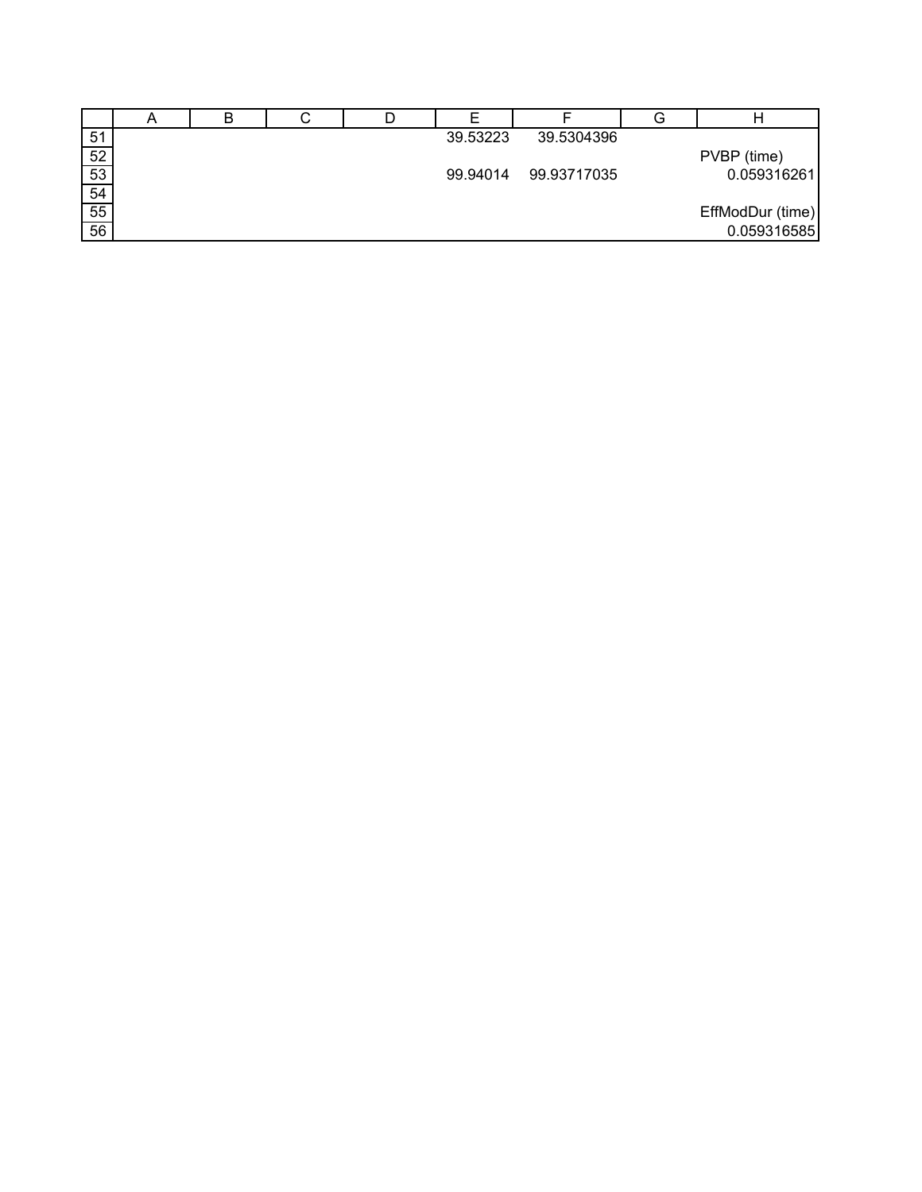|  | A | B | C | D | E | F | G | H |
|---|---|---|---|---|---|---|---|---|
| 51 |  |  |  |  | 39.53223 | 39.5304396 |  |  |
| 52 |  |  |  |  |  |  |  | PVBP (time) |
| 53 |  |  |  |  | 99.94014 | 99.93717035 |  | 0.059316261 |
| 54 |  |  |  |  |  |  |  |  |
| 55 |  |  |  |  |  |  |  | EffModDur (time) |
| 56 |  |  |  |  |  |  |  | 0.059316585 |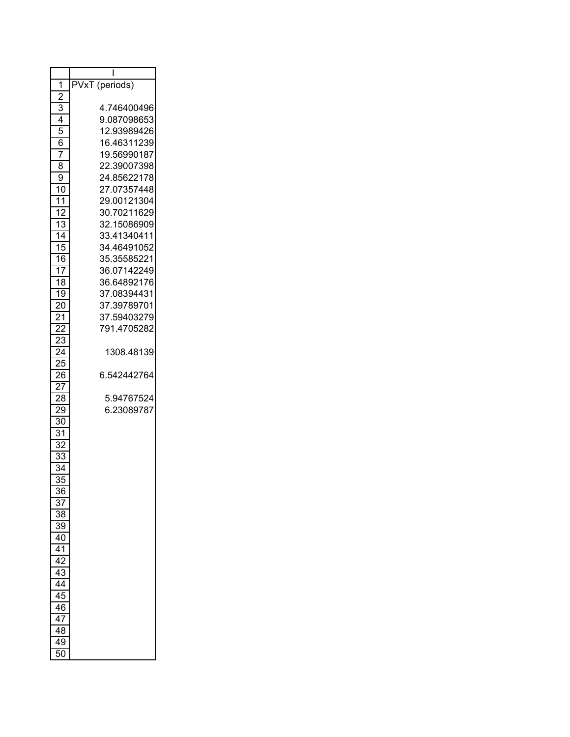| | I |
|---|---|
| 1 | PVxT (periods) |
| 2 | |
| 3 | 4.746400496 |
| 4 | 9.087098653 |
| 5 | 12.93989426 |
| 6 | 16.46311239 |
| 7 | 19.56990187 |
| 8 | 22.39007398 |
| 9 | 24.85622178 |
| 10 | 27.07357448 |
| 11 | 29.00121304 |
| 12 | 30.70211629 |
| 13 | 32.15086909 |
| 14 | 33.41340411 |
| 15 | 34.46491052 |
| 16 | 35.35585221 |
| 17 | 36.07142249 |
| 18 | 36.64892176 |
| 19 | 37.08394431 |
| 20 | 37.39789701 |
| 21 | 37.59403279 |
| 22 | 791.4705282 |
| 23 | |
| 24 | 1308.48139 |
| 25 | |
| 26 | 6.542442764 |
| 27 | |
| 28 | 5.94767524 |
| 29 | 6.23089787 |
| 30 | |
| 31 | |
| 32 | |
| 33 | |
| 34 | |
| 35 | |
| 36 | |
| 37 | |
| 38 | |
| 39 | |
| 40 | |
| 41 | |
| 42 | |
| 43 | |
| 44 | |
| 45 | |
| 46 | |
| 47 | |
| 48 | |
| 49 | |
| 50 | |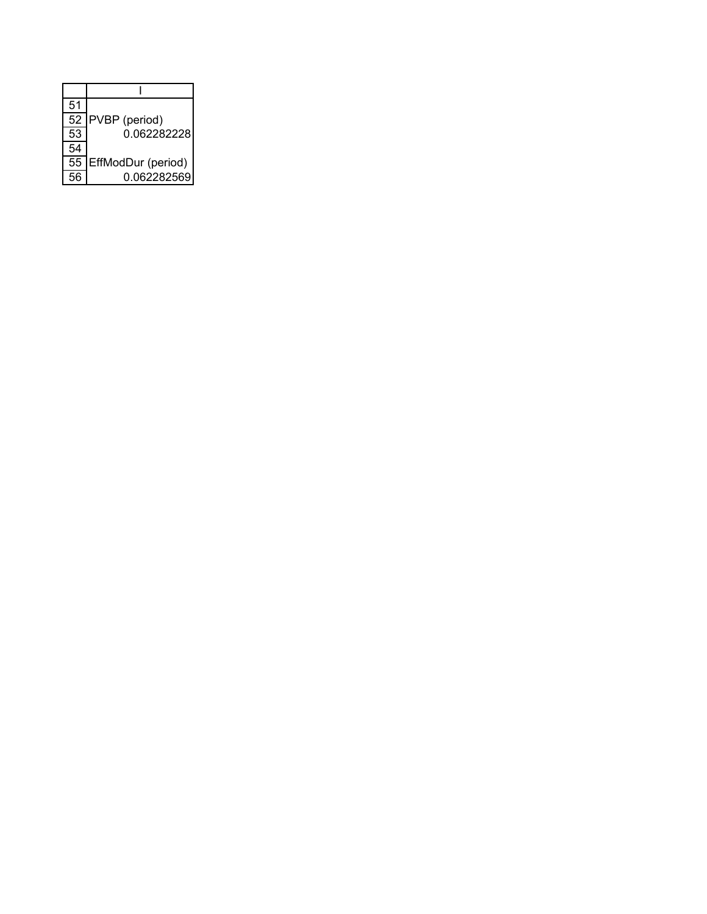| | I |
|---|---|
| 51 | |
| 52 | PVBP (period) |
| 53 | 0.062282228 |
| 54 | |
| 55 | EffModDur (period) |
| 56 | 0.062282569 |